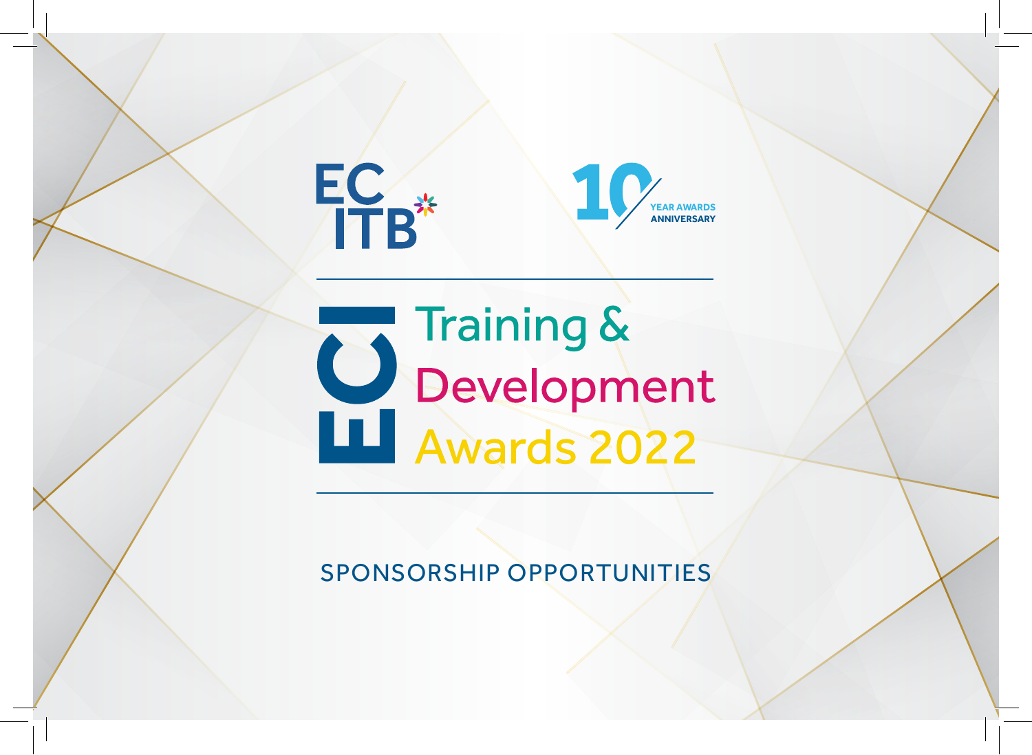ECITB

10 YEAR AWARDS ANNIVERSARY

# ECI Training & Development Awards 2022

SPONSORSHIP OPPORTUNITIES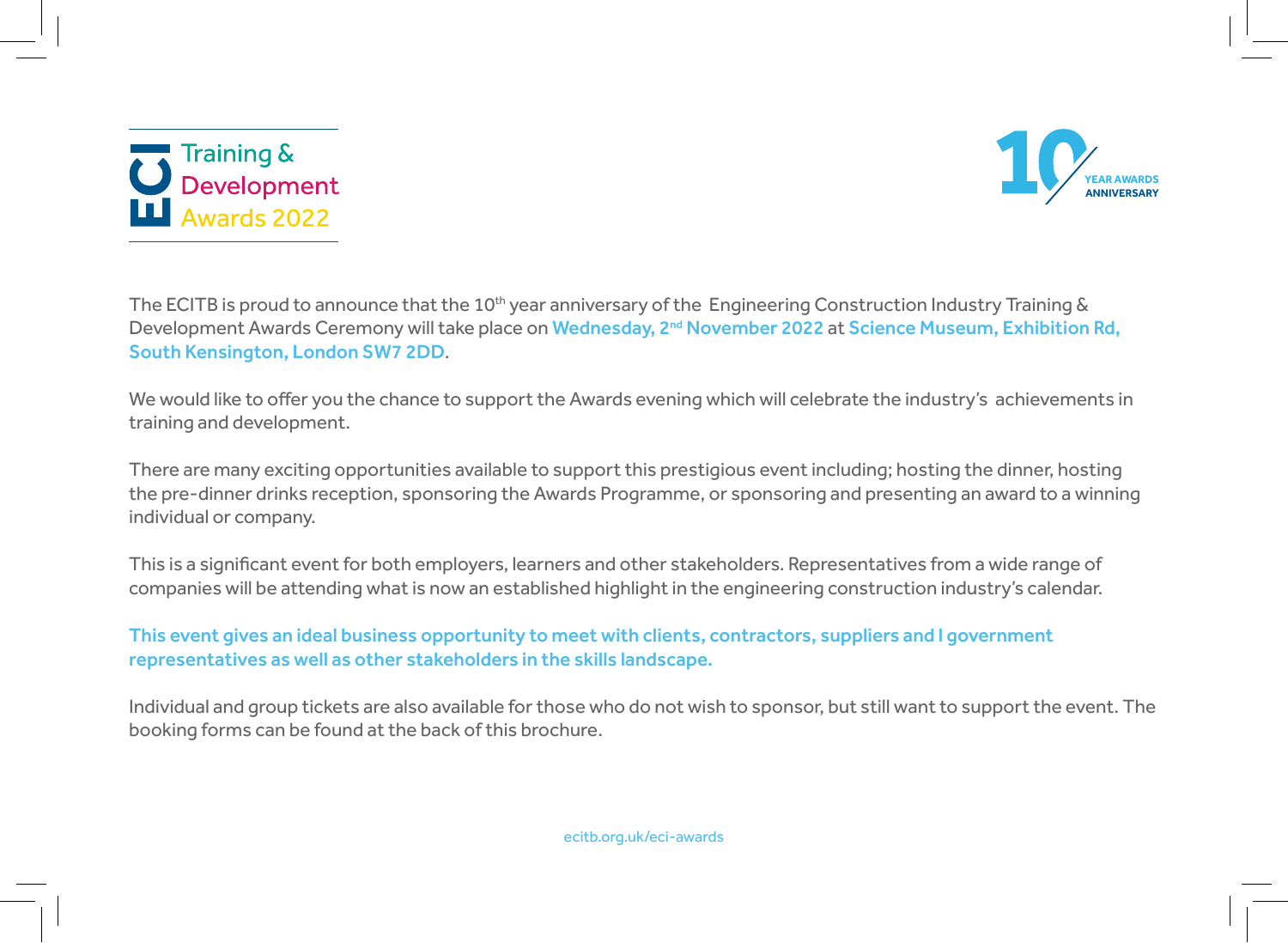ECI Training & Development Awards 2022

10 YEAR AWARDS ANNIVERSARY

The ECITB is proud to announce that the 10th year anniversary of the Engineering Construction Industry Training & Development Awards Ceremony will take place on **Wednesday, 2nd November 2022** at **Science Museum, Exhibition Rd, South Kensington, London SW7 2DD**.

We would like to offer you the chance to support the Awards evening which will celebrate the industry's achievements in training and development.

There are many exciting opportunities available to support this prestigious event including; hosting the dinner, hosting the pre-dinner drinks reception, sponsoring the Awards Programme, or sponsoring and presenting an award to a winning individual or company.

This is a significant event for both employers, learners and other stakeholders. Representatives from a wide range of companies will be attending what is now an established highlight in the engineering construction industry's calendar.

**This event gives an ideal business opportunity to meet with clients, contractors, suppliers and l government representatives as well as other stakeholders in the skills landscape.**

Individual and group tickets are also available for those who do not wish to sponsor, but still want to support the event. The booking forms can be found at the back of this brochure.

ecitb.org.uk/eci-awards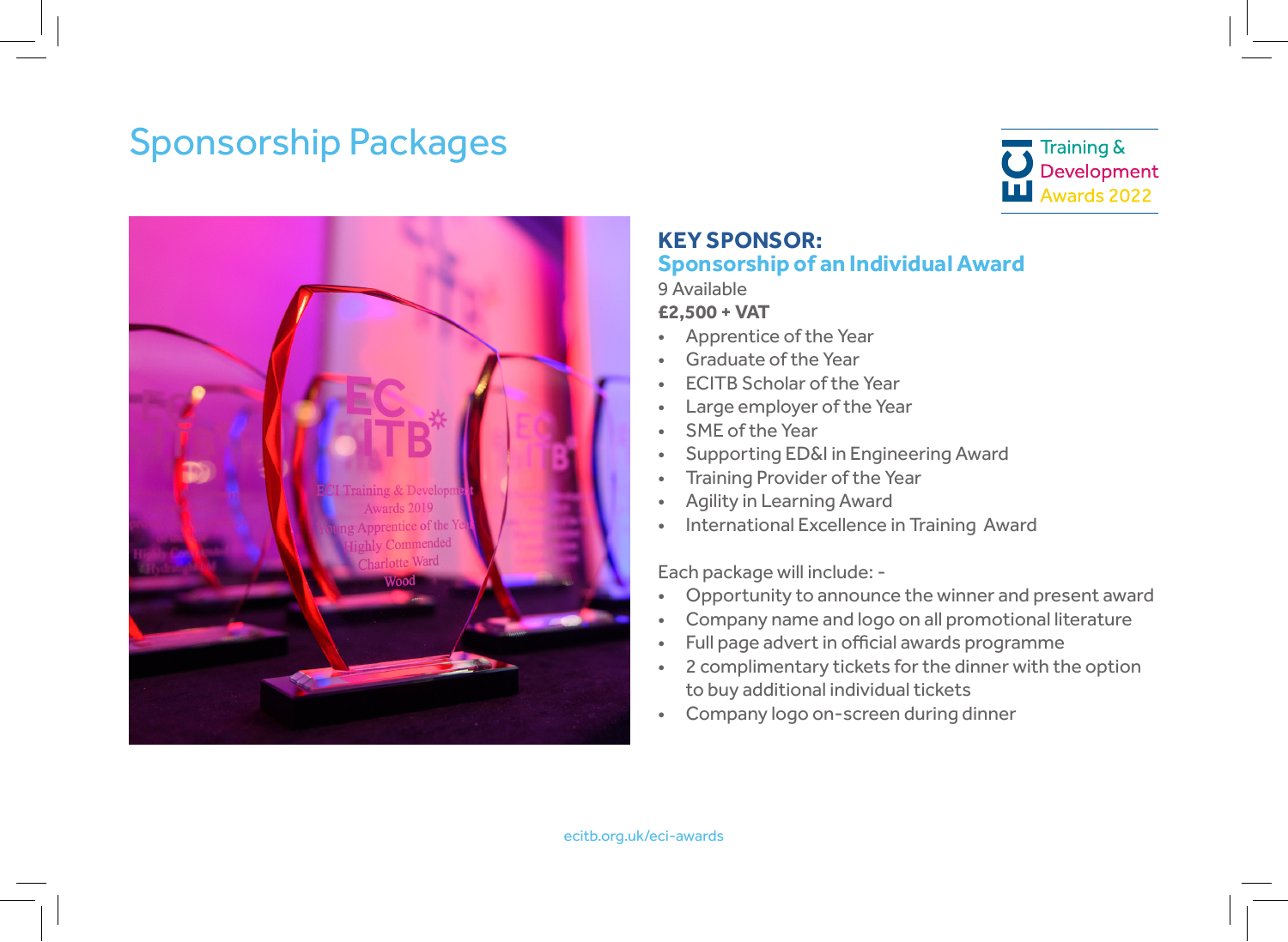# Sponsorship Packages

ECI Training & Development Awards 2022

## KEY SPONSOR:
## Sponsorship of an Individual Award

9 Available

**£2,500 + VAT**

- Apprentice of the Year
- Graduate of the Year
- ECITB Scholar of the Year
- Large employer of the Year
- SME of the Year
- Supporting ED&I in Engineering Award
- Training Provider of the Year
- Agility in Learning Award
- International Excellence in Training Award

Each package will include: -

- Opportunity to announce the winner and present award
- Company name and logo on all promotional literature
- Full page advert in official awards programme
- 2 complimentary tickets for the dinner with the option to buy additional individual tickets
- Company logo on-screen during dinner

ecitb.org.uk/eci-awards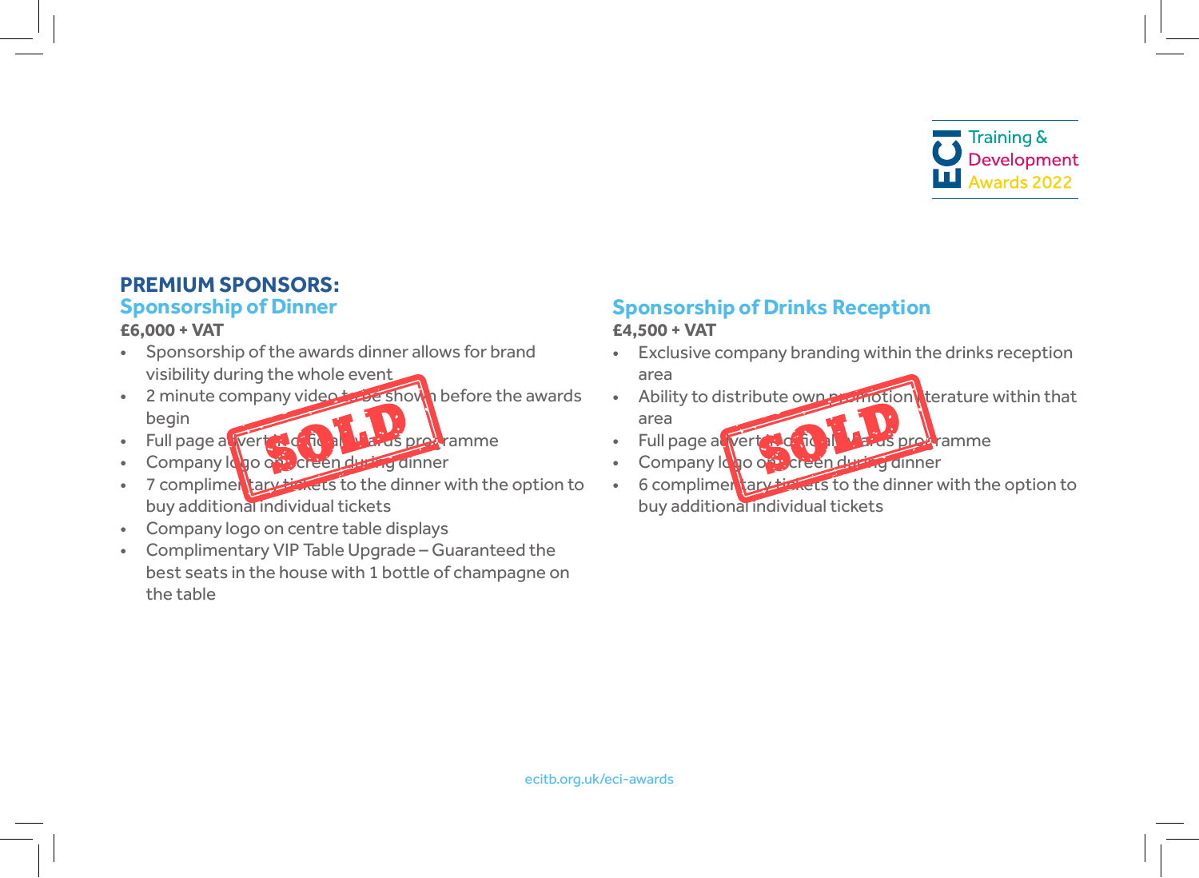## PREMIUM SPONSORS:

### Sponsorship of Dinner

**£6,000 + VAT**

SOLD

- Sponsorship of the awards dinner allows for brand visibility during the whole event
- 2 minute company video to be shown before the awards begin
- Full page advert in official awards programme
- Company logo on screen during dinner
- 7 complimentary tickets to the dinner with the option to buy additional individual tickets
- Company logo on centre table displays
- Complimentary VIP Table Upgrade – Guaranteed the best seats in the house with 1 bottle of champagne on the table

### Sponsorship of Drinks Reception

**£4,500 + VAT**

SOLD

- Exclusive company branding within the drinks reception area
- Ability to distribute own promotion literature within that area
- Full page advert in official awards programme
- Company logo on screen during dinner
- 6 complimentary tickets to the dinner with the option to buy additional individual tickets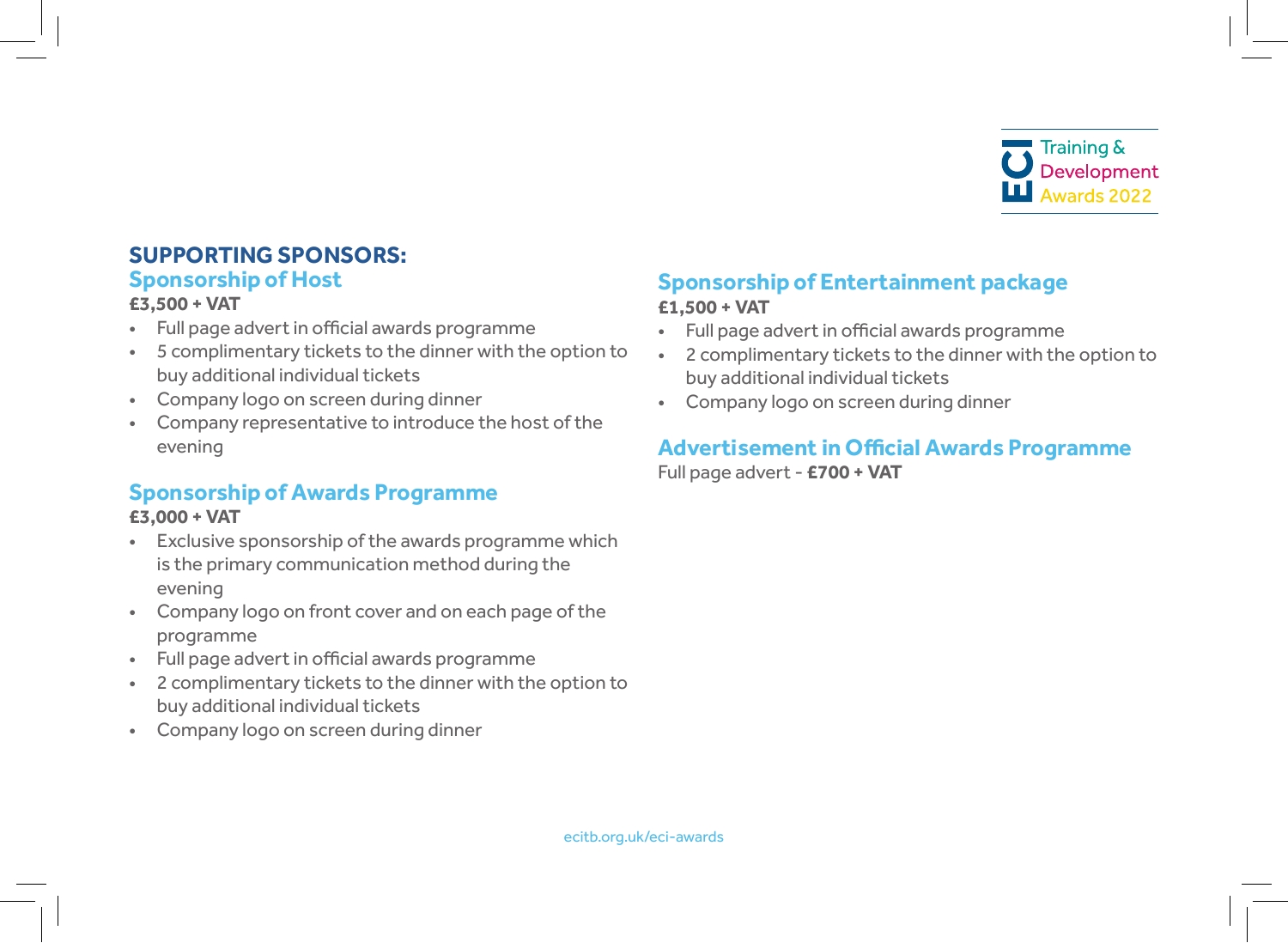## SUPPORTING SPONSORS:

### Sponsorship of Host

**£3,500 + VAT**

- Full page advert in official awards programme
- 5 complimentary tickets to the dinner with the option to buy additional individual tickets
- Company logo on screen during dinner
- Company representative to introduce the host of the evening

### Sponsorship of Awards Programme

**£3,000 + VAT**

- Exclusive sponsorship of the awards programme which is the primary communication method during the evening
- Company logo on front cover and on each page of the programme
- Full page advert in official awards programme
- 2 complimentary tickets to the dinner with the option to buy additional individual tickets
- Company logo on screen during dinner

### Sponsorship of Entertainment package

**£1,500 + VAT**

- Full page advert in official awards programme
- 2 complimentary tickets to the dinner with the option to buy additional individual tickets
- Company logo on screen during dinner

### Advertisement in Official Awards Programme

Full page advert - **£700 + VAT**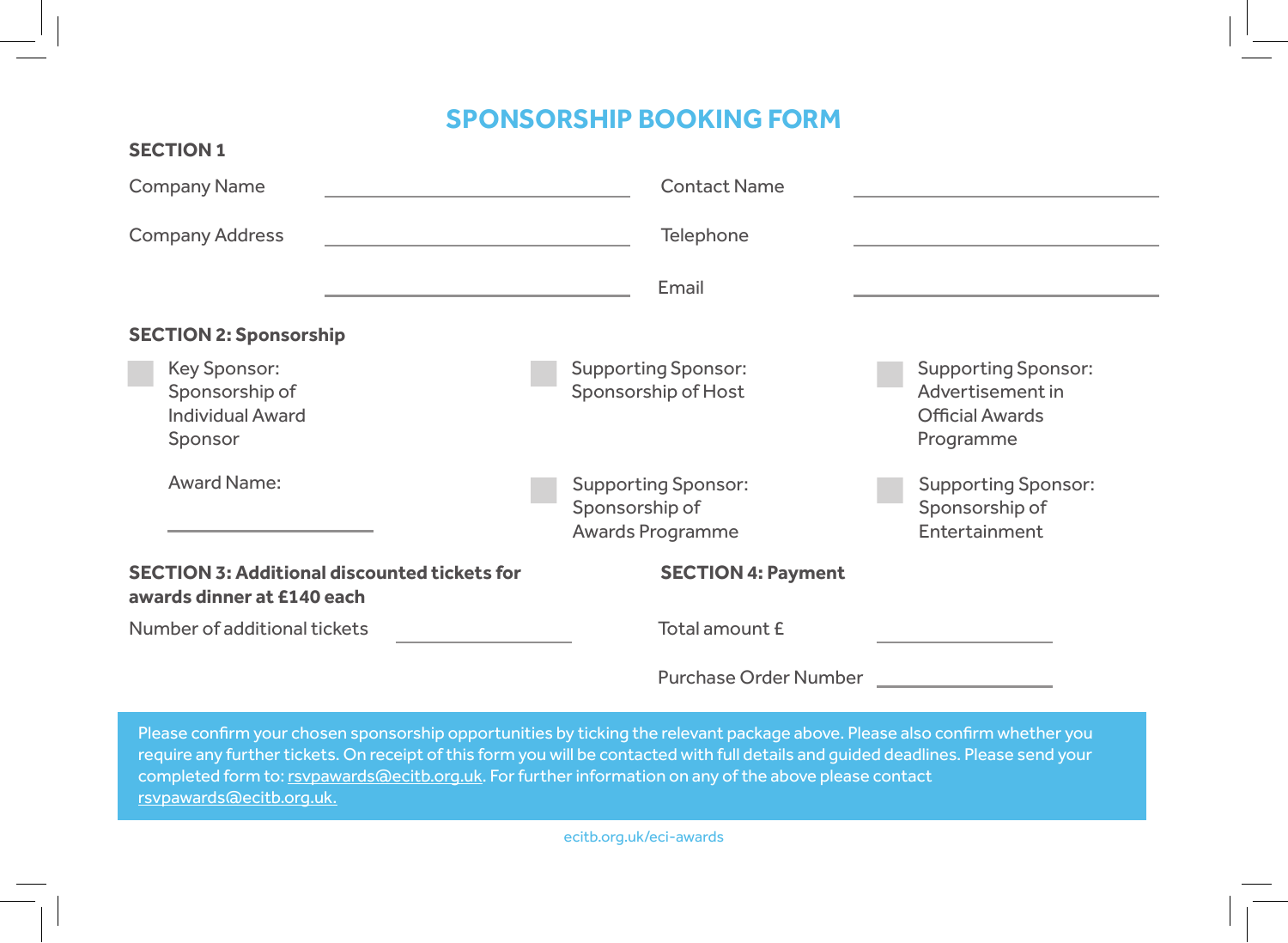# SPONSORSHIP BOOKING FORM

## SECTION 1

Company Name ______________________

Company Address ______________________

______________________

Contact Name ______________________

Telephone ______________________

Email ______________________

## SECTION 2: Sponsorship

- ☐ Key Sponsor: Sponsorship of Individual Award Sponsor

  Award Name: ______________________

- ☐ Supporting Sponsor: Sponsorship of Host
- ☐ Supporting Sponsor: Sponsorship of Awards Programme
- ☐ Supporting Sponsor: Advertisement in Official Awards Programme
- ☐ Supporting Sponsor: Sponsorship of Entertainment

## SECTION 3: Additional discounted tickets for awards dinner at £140 each

Number of additional tickets ______________________

## SECTION 4: Payment

Total amount £ ______________________

Purchase Order Number ______________________

Please confirm your chosen sponsorship opportunities by ticking the relevant package above. Please also confirm whether you require any further tickets. On receipt of this form you will be contacted with full details and guided deadlines. Please send your completed form to: rsvpawards@ecitb.org.uk. For further information on any of the above please contact rsvpawards@ecitb.org.uk.

ecitb.org.uk/eci-awards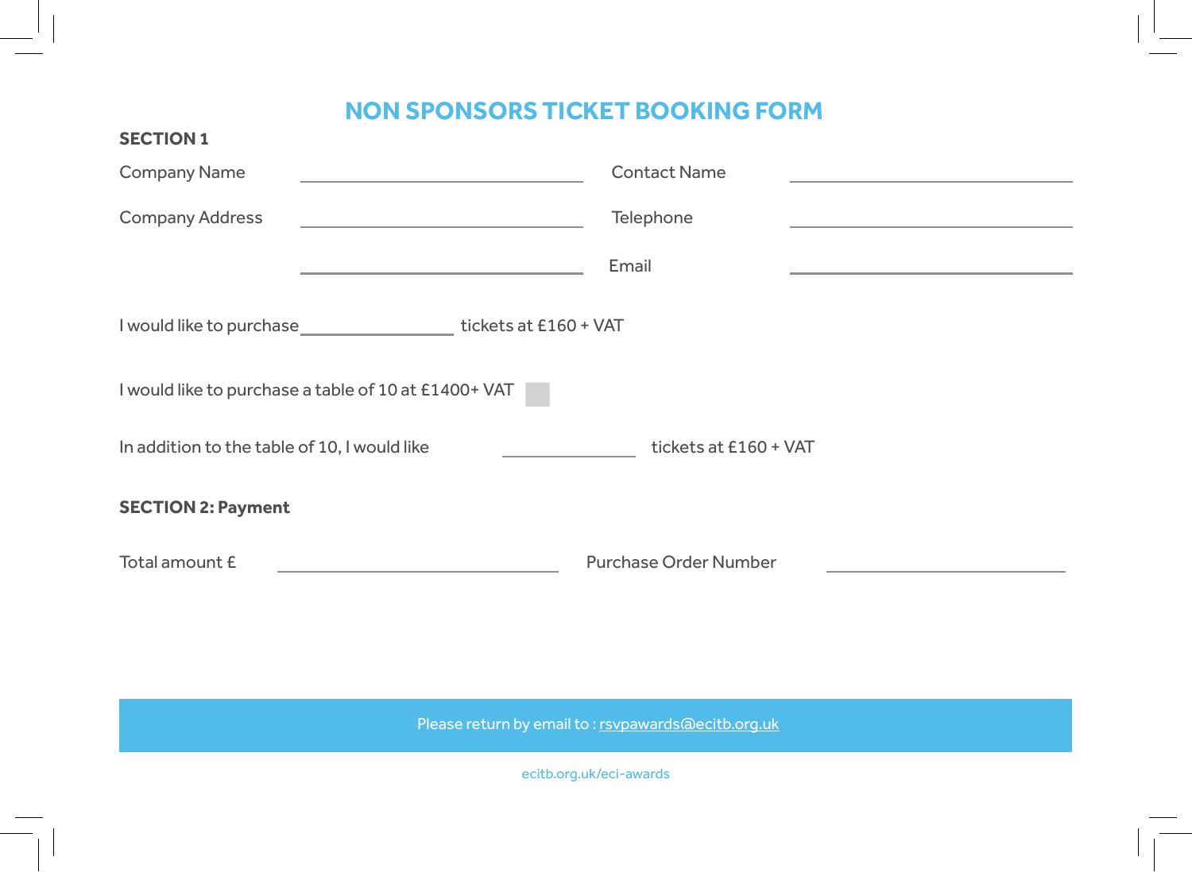# NON SPONSORS TICKET BOOKING FORM

**SECTION 1**

Company Name ______________________________ Contact Name ______________________________

Company Address ______________________________ Telephone ______________________________

______________________________ Email ______________________________

I would like to purchase ________________ tickets at £160 + VAT

I would like to purchase a table of 10 at £1400+ VAT ☐

In addition to the table of 10, I would like ______________ tickets at £160 + VAT

**SECTION 2: Payment**

Total amount £ ______________________________ Purchase Order Number ______________________________

Please return by email to : rsvpawards@ecitb.org.uk

ecitb.org.uk/eci-awards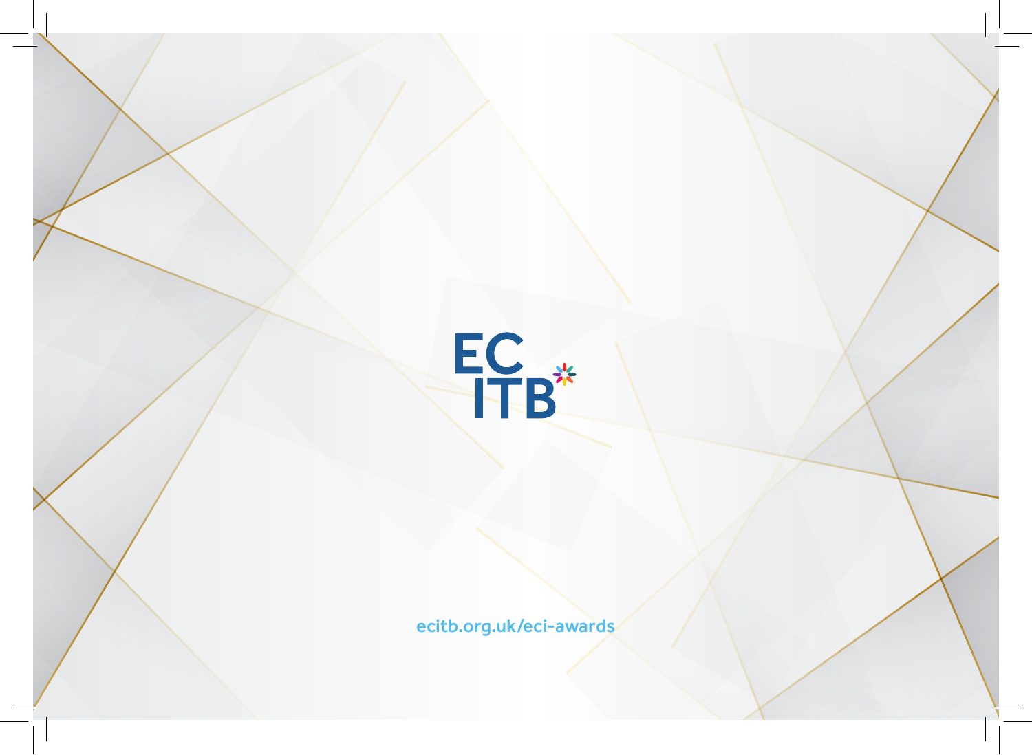ECITB

ecitb.org.uk/eci-awards